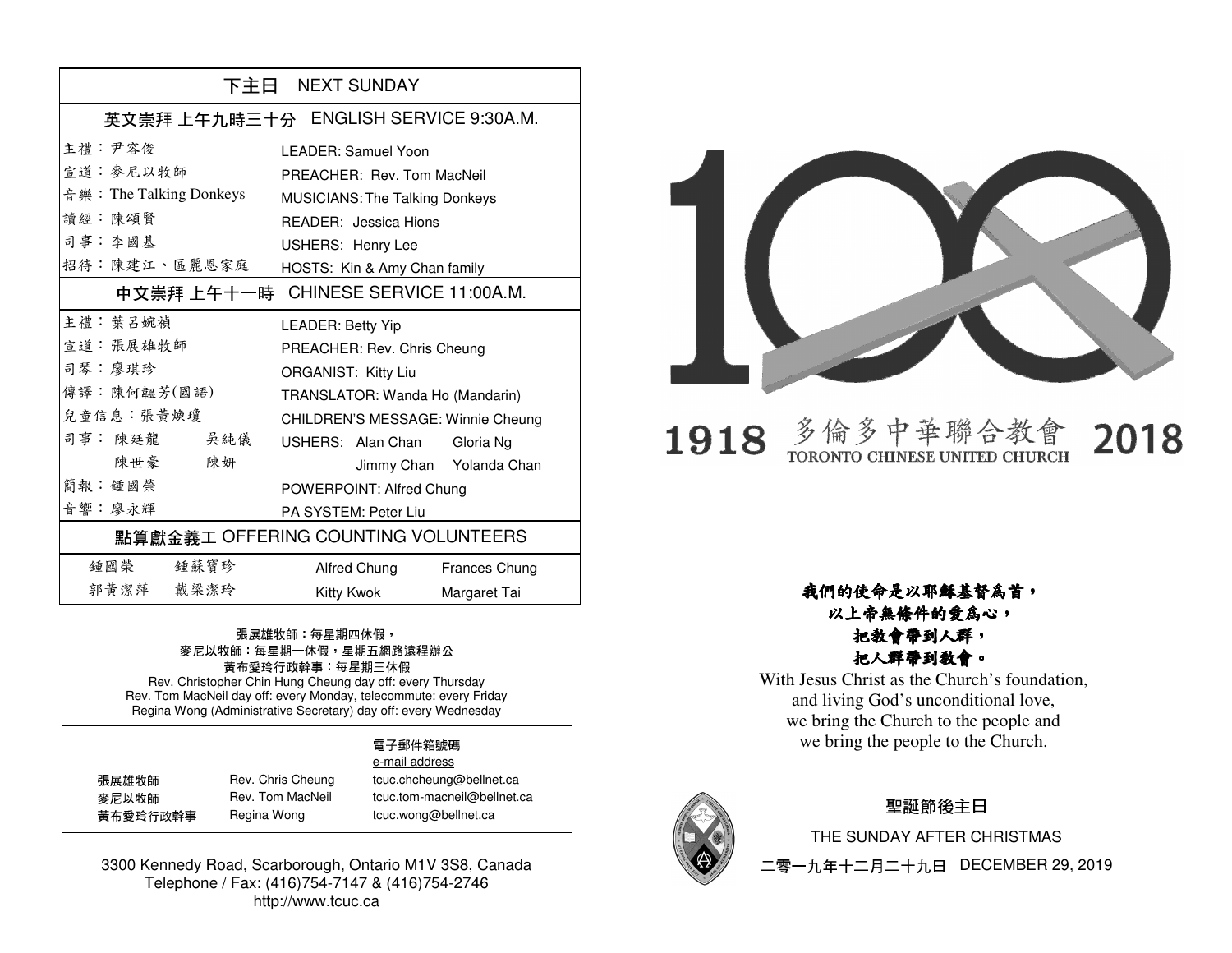| 下主日 NEXT SUNDAY | | | |
|---|---|---|---|
| **英文崇拜 上午九時三十分 ENGLISH SERVICE 9:30A.M.** | | | |
| 主禮：尹容俊 | | LEADER: Samuel Yoon | |
| 宣道：麥尼以牧師 | | PREACHER: Rev. Tom MacNeil | |
| 音樂：The Talking Donkeys | | MUSICIANS: The Talking Donkeys | |
| 讀經：陳頌賢 | | READER: Jessica Hions | |
| 司事：李國基 | | USHERS: Henry Lee | |
| 招待：陳建江、區麗恩家庭 | | HOSTS: Kin & Amy Chan family | |
| **中文崇拜 上午十一時 CHINESE SERVICE 11:00A.M.** | | | |
| 主禮：葉呂婉禎 | | LEADER: Betty Yip | |
| 宣道：張展雄牧師 | | PREACHER: Rev. Chris Cheung | |
| 司琴：廖琪珍 | | ORGANIST: Kitty Liu | |
| 傳譯：陳何韞芳(國語) | | TRANSLATOR: Wanda Ho (Mandarin) | |
| 兒童信息：張黃煥瓊 | | CHILDREN'S MESSAGE: Winnie Cheung | |
| 司事：陳廷龍 | 吳純儀 | USHERS: Alan Chan | Gloria Ng |
| 陳世豪 | 陳妍 | Jimmy Chan | Yolanda Chan |
| 簡報：鍾國榮 | | POWERPOINT: Alfred Chung | |
| 音響：廖永輝 | | PA SYSTEM: Peter Liu | |
| **點算獻金義工 OFFERING COUNTING VOLUNTEERS** | | | |
| 鍾國榮 | 鍾蘇寶珍 | Alfred Chung | Frances Chung |
| 郭黃潔萍 | 戴梁潔玲 | Kitty Kwok | Margaret Tai |

張展雄牧師：每星期四休假，
麥尼以牧師：每星期一休假，星期五網路遠程辦公
黃布愛玲行政幹事：每星期三休假
Rev. Christopher Chin Hung Cheung day off: every Thursday
Rev. Tom MacNeil day off: every Monday, telecommute: every Friday
Regina Wong (Administrative Secretary) day off: every Wednesday

| | | 電子郵件箱號碼 e-mail address |
|---|---|---|
| 張展雄牧師 | Rev. Chris Cheung | tcuc.chcheung@bellnet.ca |
| 麥尼以牧師 | Rev. Tom MacNeil | tcuc.tom-macneil@bellnet.ca |
| 黃布愛玲行政幹事 | Regina Wong | tcuc.wong@bellnet.ca |

3300 Kennedy Road, Scarborough, Ontario M1V 3S8, Canada
Telephone / Fax: (416)754-7147 & (416)754-2746
http://www.tcuc.ca

# 1918 多倫多中華聯合教會 TORONTO CHINESE UNITED CHURCH 2018

***我們的使命是以耶穌基督為首，***
***以上帝無條件的愛為心，***
***把教會帶到人群，***
***把人群帶到教會。***

With Jesus Christ as the Church's foundation,
and living God's unconditional love,
we bring the Church to the people and
we bring the people to the Church.

## 聖誕節後主日

THE SUNDAY AFTER CHRISTMAS

二零一九年十二月二十九日 DECEMBER 29, 2019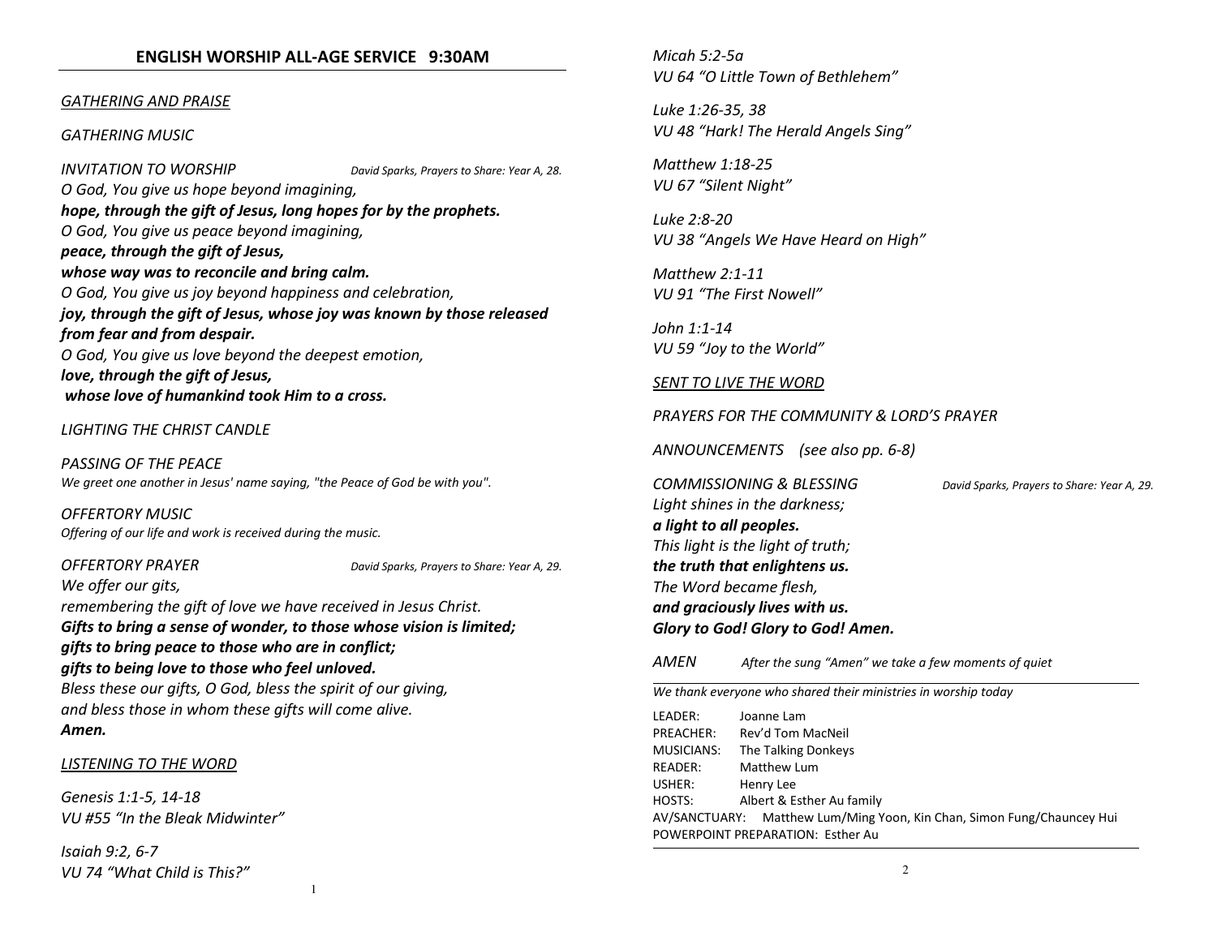## ENGLISH WORSHIP ALL-AGE SERVICE 9:30AM

*GATHERING AND PRAISE*

*GATHERING MUSIC*

*INVITATION TO WORSHIP* — *David Sparks, Prayers to Share: Year A, 28.*

*O God, You give us hope beyond imagining,*
***hope, through the gift of Jesus, long hopes for by the prophets.***
*O God, You give us peace beyond imagining,*
***peace, through the gift of Jesus,***
***whose way was to reconcile and bring calm.***
*O God, You give us joy beyond happiness and celebration,*
***joy, through the gift of Jesus, whose joy was known by those released from fear and from despair.***
*O God, You give us love beyond the deepest emotion,*
***love, through the gift of Jesus,***
***whose love of humankind took Him to a cross.***

*LIGHTING THE CHRIST CANDLE*

*PASSING OF THE PEACE*
*We greet one another in Jesus' name saying, "the Peace of God be with you".*

*OFFERTORY MUSIC*
*Offering of our life and work is received during the music.*

*OFFERTORY PRAYER* — *David Sparks, Prayers to Share: Year A, 29.*

*We offer our gits,*
*remembering the gift of love we have received in Jesus Christ.*
***Gifts to bring a sense of wonder, to those whose vision is limited;***
***gifts to bring peace to those who are in conflict;***
***gifts to being love to those who feel unloved.***
*Bless these our gifts, O God, bless the spirit of our giving,*
*and bless those in whom these gifts will come alive.*
***Amen.***

*LISTENING TO THE WORD*

*Genesis 1:1-5, 14-18*
*VU #55 "In the Bleak Midwinter"*

*Isaiah 9:2, 6-7*
*VU 74 "What Child is This?"*

*Micah 5:2-5a*
*VU 64 "O Little Town of Bethlehem"*

*Luke 1:26-35, 38*
*VU 48 "Hark! The Herald Angels Sing"*

*Matthew 1:18-25*
*VU 67 "Silent Night"*

*Luke 2:8-20*
*VU 38 "Angels We Have Heard on High"*

*Matthew 2:1-11*
*VU 91 "The First Nowell"*

*John 1:1-14*
*VU 59 "Joy to the World"*

*SENT TO LIVE THE WORD*

*PRAYERS FOR THE COMMUNITY & LORD'S PRAYER*

*ANNOUNCEMENTS (see also pp. 6-8)*

*COMMISSIONING & BLESSING* — *David Sparks, Prayers to Share: Year A, 29.*

*Light shines in the darkness;*
***a light to all peoples.***
*This light is the light of truth;*
***the truth that enlightens us.***
*The Word became flesh,*
***and graciously lives with us.***
***Glory to God! Glory to God! Amen.***

*AMEN* — *After the sung "Amen" we take a few moments of quiet*

---

*We thank everyone who shared their ministries in worship today*

LEADER: Joanne Lam
PREACHER: Rev'd Tom MacNeil
MUSICIANS: The Talking Donkeys
READER: Matthew Lum
USHER: Henry Lee
HOSTS: Albert & Esther Au family
AV/SANCTUARY: Matthew Lum/Ming Yoon, Kin Chan, Simon Fung/Chauncey Hui
POWERPOINT PREPARATION: Esther Au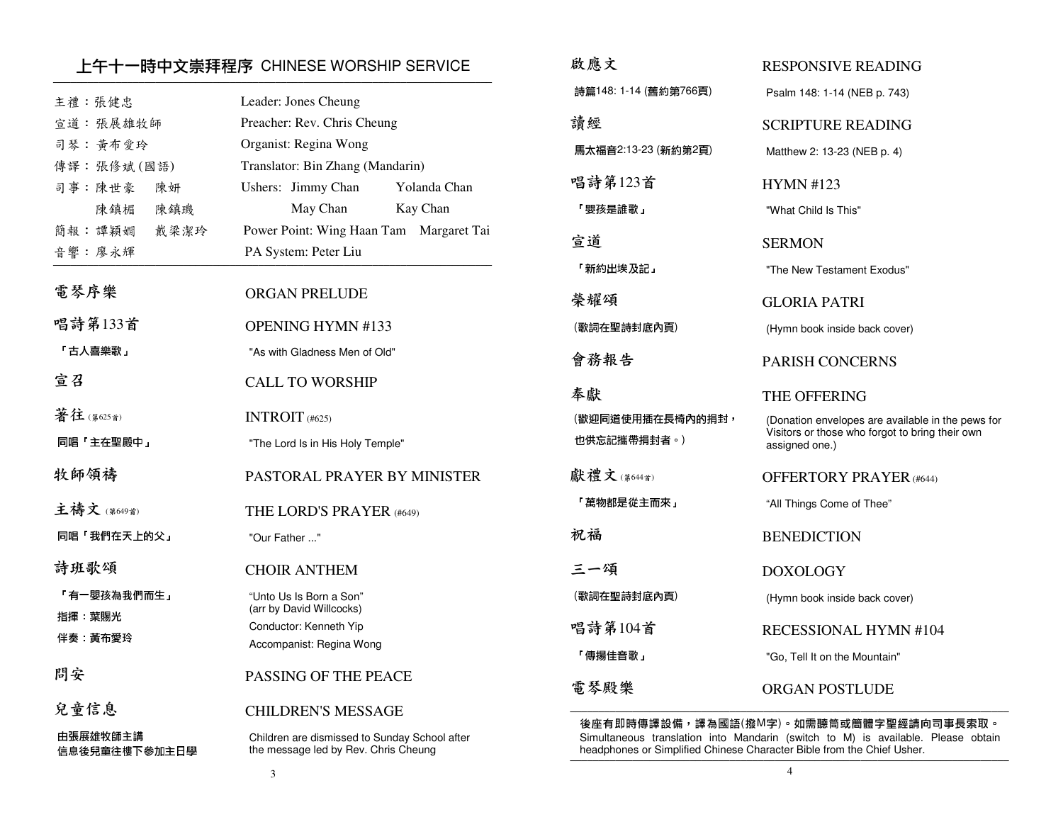## 上午十一時中文崇拜程序 CHINESE WORSHIP SERVICE

| | |
|---|---|
| 主禮：張健忠 | Leader: Jones Cheung |
| 宣道：張展雄牧師 | Preacher: Rev. Chris Cheung |
| 司琴：黃布愛玲 | Organist: Regina Wong |
| 傳譯：張修斌(國語) | Translator: Bin Zhang (Mandarin) |
| 司事：陳世豪　陳妍 | Ushers: Jimmy Chan　Yolanda Chan |
| 　　　陳鎮楣　陳鎮璣 | May Chan　Kay Chan |
| 簡報：譚穎嫺　戴梁潔玲 | Power Point: Wing Haan Tam　Margaret Tai |
| 音響：廖永輝 | PA System: Peter Liu |

**電琴序樂** ORGAN PRELUDE

**唱詩第133首** OPENING HYMN #133
「古人喜樂歌」 "As with Gladness Men of Old"

**宣召** CALL TO WORSHIP

**著往** (第625首) INTROIT (#625)
同唱「主在聖殿中」 "The Lord Is in His Holy Temple"

**牧師領禱** PASTORAL PRAYER BY MINISTER

**主禱文** (第649首) THE LORD'S PRAYER (#649)
同唱「我們在天上的父」 "Our Father ..."

**詩班歌頌** CHOIR ANTHEM
「有一嬰孩為我們而生」 "Unto Us Is Born a Son" (arr by David Willcocks)
指揮：葉賜光 Conductor: Kenneth Yip
伴奏：黃布愛玲 Accompanist: Regina Wong

**問安** PASSING OF THE PEACE

**兒童信息** CHILDREN'S MESSAGE
由張展雄牧師主講
信息後兒童往樓下參加主日學
Children are dismissed to Sunday School after the message led by Rev. Chris Cheung

**啟應文** RESPONSIVE READING
詩篇148: 1-14 (舊約第766頁) Psalm 148: 1-14 (NEB p. 743)

**讀經** SCRIPTURE READING
馬太福音2:13-23 (新約第2頁) Matthew 2: 13-23 (NEB p. 4)

**唱詩第123首** HYMN #123
「嬰孩是誰歌」 "What Child Is This"

**宣道** SERMON
「新約出埃及記」 "The New Testament Exodus"

**榮耀頌** GLORIA PATRI
(歌詞在聖詩封底內頁) (Hymn book inside back cover)

**會務報告** PARISH CONCERNS

**奉獻** THE OFFERING
(歡迎同道使用插在長椅內的捐封，也供忘記攜帶捐封者。)
(Donation envelopes are available in the pews for Visitors or those who forgot to bring their own assigned one.)

**獻禮文** (第644首) OFFERTORY PRAYER (#644)
「萬物都是從主而來」 "All Things Come of Thee"

**祝福** BENEDICTION

**三一頌** DOXOLOGY
(歌詞在聖詩封底內頁) (Hymn book inside back cover)

**唱詩第104首** RECESSIONAL HYMN #104
「傳揚佳音歌」 "Go, Tell It on the Mountain"

**電琴殿樂** ORGAN POSTLUDE

後座有即時傳譯設備，譯為國語(撥M字)。如需聽筒或簡體字聖經請向司事長索取。
Simultaneous translation into Mandarin (switch to M) is available. Please obtain headphones or Simplified Chinese Character Bible from the Chief Usher.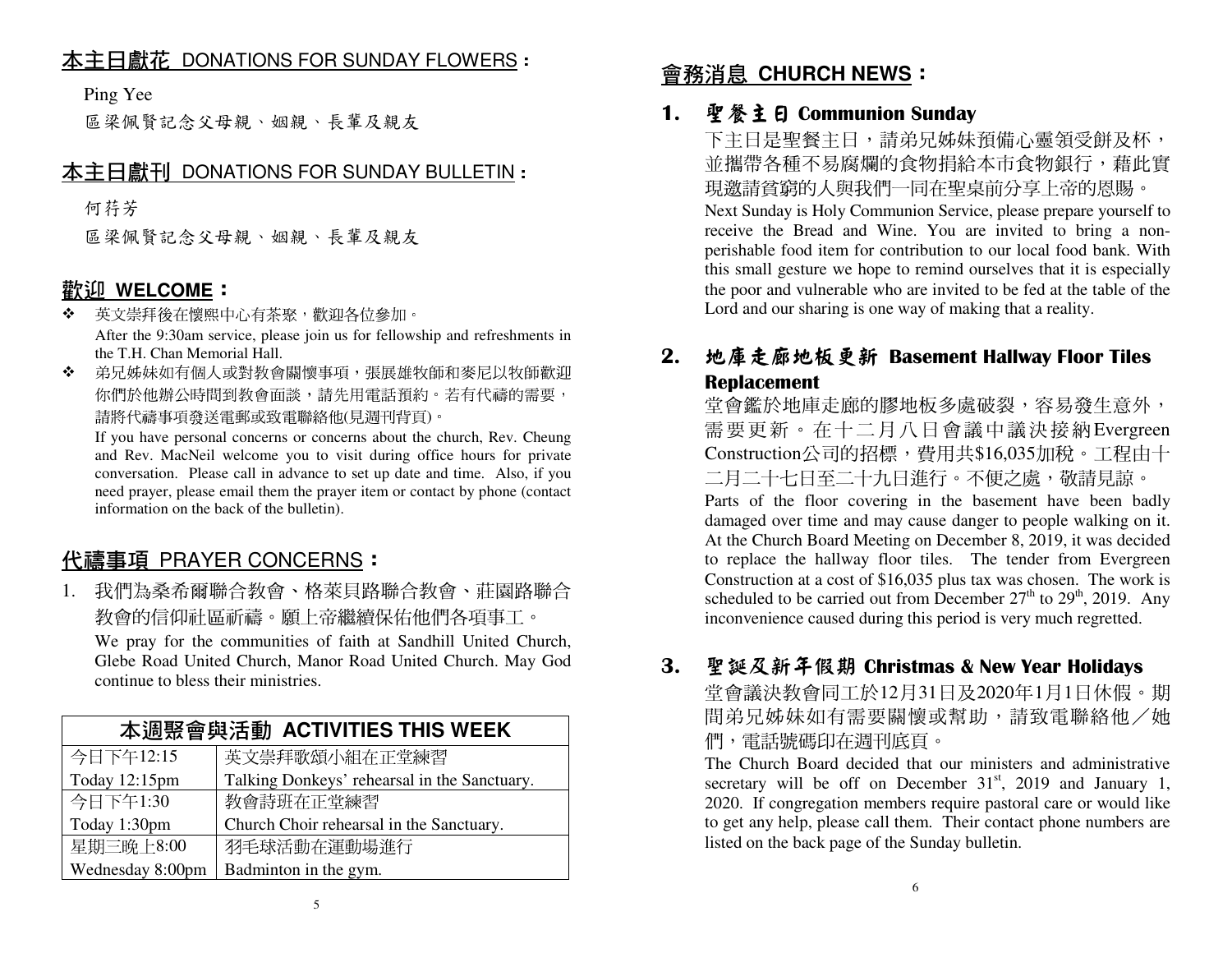## 本主日獻花 DONATIONS FOR SUNDAY FLOWERS：

Ping Yee

區梁佩賢記念父母親、姻親、長輩及親友

## 本主日獻刊 DONATIONS FOR SUNDAY BULLETIN：

何荇芳

區梁佩賢記念父母親、姻親、長輩及親友

## 歡迎 WELCOME：

- 英文崇拜後在懷熙中心有茶聚，歡迎各位參加。
  After the 9:30am service, please join us for fellowship and refreshments in the T.H. Chan Memorial Hall.
- 弟兄姊妹如有個人或對教會關懷事項，張展雄牧師和麥尼以牧師歡迎你們於他辦公時間到教會面談，請先用電話預約。若有代禱的需要，請將代禱事項發送電郵或致電聯絡他(見週刊背頁)。
  If you have personal concerns or concerns about the church, Rev. Cheung and Rev. MacNeil welcome you to visit during office hours for private conversation. Please call in advance to set up date and time. Also, if you need prayer, please email them the prayer item or contact by phone (contact information on the back of the bulletin).

## 代禱事項 PRAYER CONCERNS：

1. 我們為桑希爾聯合教會、格萊貝路聯合教會、莊園路聯合教會的信仰社區祈禱。願上帝繼續保佑他們各項事工。
   We pray for the communities of faith at Sandhill United Church, Glebe Road United Church, Manor Road United Church. May God continue to bless their ministries.

| 本週聚會與活動 ACTIVITIES THIS WEEK | |
|---|---|
| 今日下午12:15 | 英文崇拜歌頌小組在正堂練習 |
| Today 12:15pm | Talking Donkeys' rehearsal in the Sanctuary. |
| 今日下午1:30 | 教會詩班在正堂練習 |
| Today 1:30pm | Church Choir rehearsal in the Sanctuary. |
| 星期三晚上8:00 | 羽毛球活動在運動場進行 |
| Wednesday 8:00pm | Badminton in the gym. |

## 會務消息 CHURCH NEWS：

### 1. 聖餐主日 Communion Sunday

下主日是聖餐主日，請弟兄姊妹預備心靈領受餅及杯，並攜帶各種不易腐爛的食物捐給本市食物銀行，藉此實現邀請貧窮的人與我們一同在聖桌前分享上帝的恩賜。

Next Sunday is Holy Communion Service, please prepare yourself to receive the Bread and Wine. You are invited to bring a non-perishable food item for contribution to our local food bank. With this small gesture we hope to remind ourselves that it is especially the poor and vulnerable who are invited to be fed at the table of the Lord and our sharing is one way of making that a reality.

### 2. 地庫走廊地板更新 Basement Hallway Floor Tiles Replacement

堂會鑑於地庫走廊的膠地板多處破裂，容易發生意外，需要更新。在十二月八日會議中議決接納Evergreen Construction公司的招標，費用共$16,035加稅。工程由十二月二十七日至二十九日進行。不便之處，敬請見諒。

Parts of the floor covering in the basement have been badly damaged over time and may cause danger to people walking on it. At the Church Board Meeting on December 8, 2019, it was decided to replace the hallway floor tiles. The tender from Evergreen Construction at a cost of $16,035 plus tax was chosen. The work is scheduled to be carried out from December 27th to 29th, 2019. Any inconvenience caused during this period is very much regretted.

### 3. 聖誕及新年假期 Christmas & New Year Holidays

堂會議決教會同工於12月31日及2020年1月1日休假。期間弟兄姊妹如有需要關懷或幫助，請致電聯絡他／她們，電話號碼印在週刊底頁。

The Church Board decided that our ministers and administrative secretary will be off on December 31st, 2019 and January 1, 2020. If congregation members require pastoral care or would like to get any help, please call them. Their contact phone numbers are listed on the back page of the Sunday bulletin.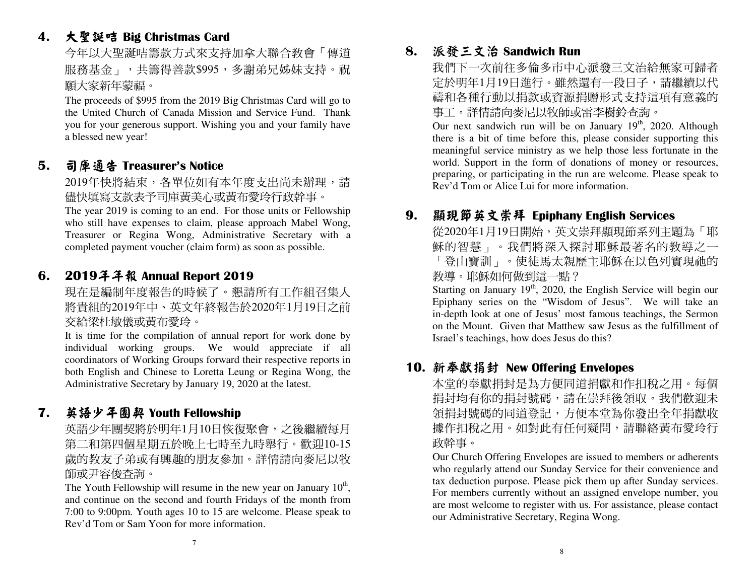## 4. 大聖誕咭 Big Christmas Card

今年以大聖誕咭籌款方式來支持加拿大聯合教會「傳道服務基金」，共籌得善款$995，多謝弟兄姊妹支持。祝願大家新年蒙福。

The proceeds of $995 from the 2019 Big Christmas Card will go to the United Church of Canada Mission and Service Fund. Thank you for your generous support. Wishing you and your family have a blessed new year!

## 5. 司庫通告 Treasurer's Notice

2019年快將結束，各單位如有本年度支出尚未辦理，請儘快填寫支款表予司庫黃美心或黃布愛玲行政幹事。

The year 2019 is coming to an end. For those units or Fellowship who still have expenses to claim, please approach Mabel Wong, Treasurer or Regina Wong, Administrative Secretary with a completed payment voucher (claim form) as soon as possible.

## 6. 2019年年報 Annual Report 2019

現在是編制年度報告的時候了。懇請所有工作組召集人將貴組的2019年中、英文年終報告於2020年1月19日之前交給梁杜敏儀或黃布愛玲。

It is time for the compilation of annual report for work done by individual working groups. We would appreciate if all coordinators of Working Groups forward their respective reports in both English and Chinese to Loretta Leung or Regina Wong, the Administrative Secretary by January 19, 2020 at the latest.

## 7. 英語少年團契 Youth Fellowship

英語少年團契將於明年1月10日恢復聚會，之後繼續每月第二和第四個星期五於晚上七時至九時舉行。歡迎10-15歲的教友子弟或有興趣的朋友參加。詳情請向麥尼以牧師或尹容俊查詢。

The Youth Fellowship will resume in the new year on January 10th, and continue on the second and fourth Fridays of the month from 7:00 to 9:00pm. Youth ages 10 to 15 are welcome. Please speak to Rev'd Tom or Sam Yoon for more information.

## 8. 派發三文治 Sandwich Run

我們下一次前往多倫多市中心派發三文治給無家可歸者定於明年1月19日進行。雖然還有一段日子，請繼續以代禱和各種行動以捐款或資源捐贈形式支持這項有意義的事工。詳情請向麥尼以牧師或雷李樹鈴查詢。

Our next sandwich run will be on January 19th, 2020. Although there is a bit of time before this, please consider supporting this meaningful service ministry as we help those less fortunate in the world. Support in the form of donations of money or resources, preparing, or participating in the run are welcome. Please speak to Rev'd Tom or Alice Lui for more information.

## 9. 顯現節英文崇拜 Epiphany English Services

從2020年1月19日開始，英文崇拜顯現節系列主題為「耶穌的智慧」。我們將深入探討耶穌最著名的教導之一「登山寶訓」。使徒馬太親歷主耶穌在以色列實現祂的教導。耶穌如何做到這一點？

Starting on January 19th, 2020, the English Service will begin our Epiphany series on the "Wisdom of Jesus". We will take an in-depth look at one of Jesus' most famous teachings, the Sermon on the Mount. Given that Matthew saw Jesus as the fulfillment of Israel's teachings, how does Jesus do this?

## 10. 新奉獻捐封 New Offering Envelopes

本堂的奉獻捐封是為方便同道捐獻和作扣稅之用。每個捐封均有你的捐封號碼，請在崇拜後領取。我們歡迎未領捐封號碼的同道登記，方便本堂為你發出全年捐獻收據作扣稅之用。如對此有任何疑問，請聯絡黃布愛玲行政幹事。

Our Church Offering Envelopes are issued to members or adherents who regularly attend our Sunday Service for their convenience and tax deduction purpose. Please pick them up after Sunday services. For members currently without an assigned envelope number, you are most welcome to register with us. For assistance, please contact our Administrative Secretary, Regina Wong.